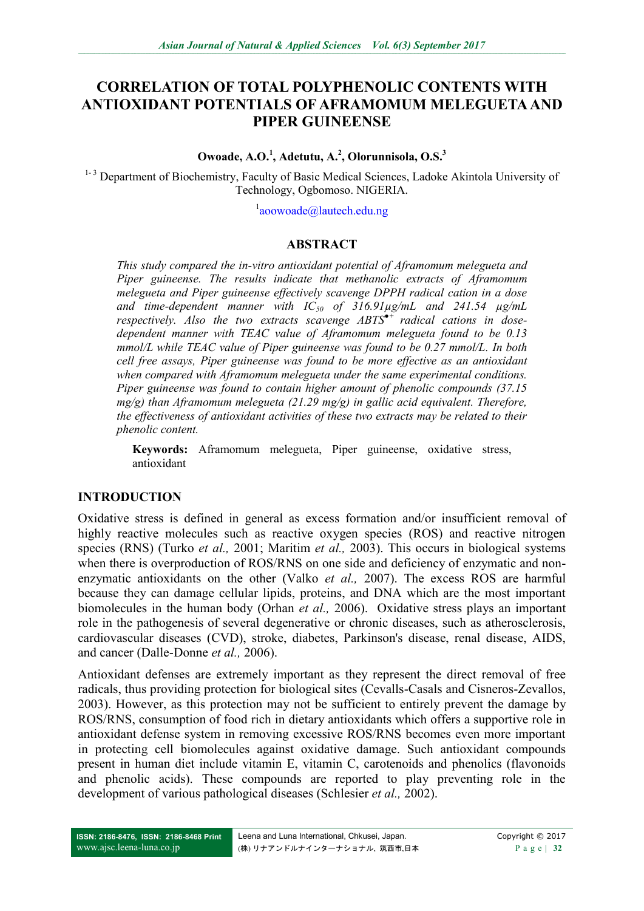# CORRELATION OF TOTAL POLYPHENOLIC CONTENTS WITH ANTIOXIDANT POTENTIALS OF AFRAMOMUM MELEGUETA AND PIPER GUINEENSE

**Owoade, A.O.[1], Adetutu, A.[2], Olorunnisola, O.S.[3]**

[1-3] Department of Biochemistry, Faculty of Basic Medical Sciences, Ladoke Akintola University of Technology, Ogbomoso. NIGERIA.

[1]aoowoade@lautech.edu.ng

## ABSTRACT

*This study compared the in-vitro antioxidant potential of Aframomum melegueta and Piper guineense. The results indicate that methanolic extracts of Aframomum melegueta and Piper guineense effectively scavenge DPPH radical cation in a dose and time-dependent manner with $IC_{50}$ of 316.91µg/mL and 241.54 µg/mL respectively. Also the two extracts scavenge $ABTS^{\bullet+}$ radical cations in dose-dependent manner with TEAC value of Aframomum melegueta found to be 0.13 mmol/L while TEAC value of Piper guineense was found to be 0.27 mmol/L. In both cell free assays, Piper guineense was found to be more effective as an antioxidant when compared with Aframomum melegueta under the same experimental conditions. Piper guineense was found to contain higher amount of phenolic compounds (37.15 mg/g) than Aframomum melegueta (21.29 mg/g) in gallic acid equivalent. Therefore, the effectiveness of antioxidant activities of these two extracts may be related to their phenolic content.*

**Keywords:** Aframomum melegueta, Piper guineense, oxidative stress, antioxidant

## INTRODUCTION

Oxidative stress is defined in general as excess formation and/or insufficient removal of highly reactive molecules such as reactive oxygen species (ROS) and reactive nitrogen species (RNS) (Turko *et al.,* 2001; Maritim *et al.,* 2003). This occurs in biological systems when there is overproduction of ROS/RNS on one side and deficiency of enzymatic and non-enzymatic antioxidants on the other (Valko *et al.,* 2007). The excess ROS are harmful because they can damage cellular lipids, proteins, and DNA which are the most important biomolecules in the human body (Orhan *et al.,* 2006). Oxidative stress plays an important role in the pathogenesis of several degenerative or chronic diseases, such as atherosclerosis, cardiovascular diseases (CVD), stroke, diabetes, Parkinson's disease, renal disease, AIDS, and cancer (Dalle-Donne *et al.,* 2006).

Antioxidant defenses are extremely important as they represent the direct removal of free radicals, thus providing protection for biological sites (Cevalls-Casals and Cisneros-Zevallos, 2003). However, as this protection may not be sufficient to entirely prevent the damage by ROS/RNS, consumption of food rich in dietary antioxidants which offers a supportive role in antioxidant defense system in removing excessive ROS/RNS becomes even more important in protecting cell biomolecules against oxidative damage. Such antioxidant compounds present in human diet include vitamin E, vitamin C, carotenoids and phenolics (flavonoids and phenolic acids). These compounds are reported to play preventing role in the development of various pathological diseases (Schlesier *et al.,* 2002).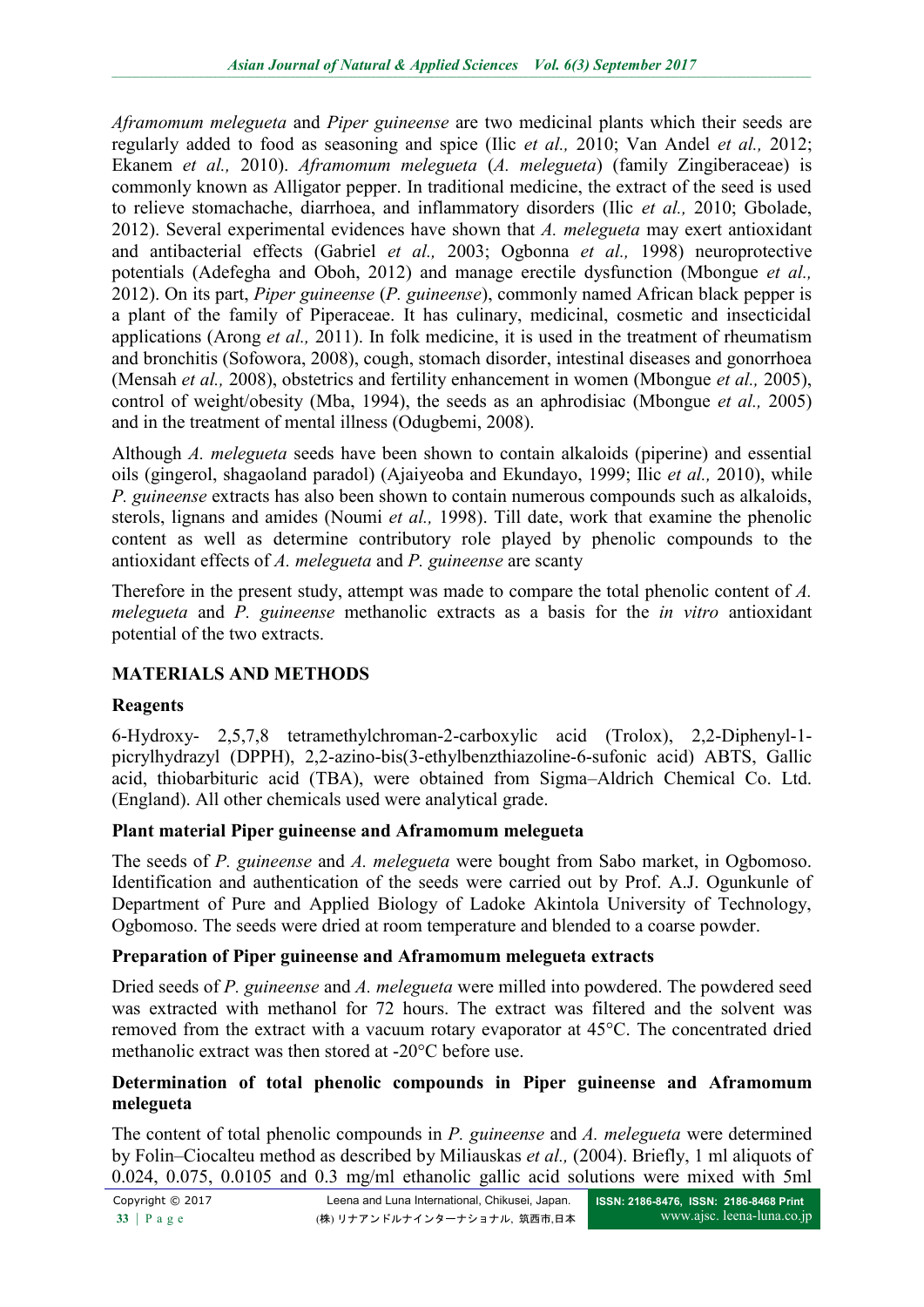*Aframomum melegueta* and *Piper guineense* are two medicinal plants which their seeds are regularly added to food as seasoning and spice (Ilic *et al.,* 2010; Van Andel *et al.,* 2012; Ekanem *et al.,* 2010). *Aframomum melegueta* (*A. melegueta*) (family Zingiberaceae) is commonly known as Alligator pepper. In traditional medicine, the extract of the seed is used to relieve stomachache, diarrhoea, and inflammatory disorders (Ilic *et al.,* 2010; Gbolade, 2012). Several experimental evidences have shown that *A. melegueta* may exert antioxidant and antibacterial effects (Gabriel *et al.,* 2003; Ogbonna *et al.,* 1998) neuroprotective potentials (Adefegha and Oboh, 2012) and manage erectile dysfunction (Mbongue *et al.,* 2012). On its part, *Piper guineense* (*P. guineense*), commonly named African black pepper is a plant of the family of Piperaceae. It has culinary, medicinal, cosmetic and insecticidal applications (Arong *et al.,* 2011). In folk medicine, it is used in the treatment of rheumatism and bronchitis (Sofowora, 2008), cough, stomach disorder, intestinal diseases and gonorrhoea (Mensah *et al.,* 2008), obstetrics and fertility enhancement in women (Mbongue *et al.,* 2005), control of weight/obesity (Mba, 1994), the seeds as an aphrodisiac (Mbongue *et al.,* 2005) and in the treatment of mental illness (Odugbemi, 2008).

Although *A. melegueta* seeds have been shown to contain alkaloids (piperine) and essential oils (gingerol, shagaoland paradol) (Ajaiyeoba and Ekundayo, 1999; Ilic *et al.,* 2010), while *P. guineense* extracts has also been shown to contain numerous compounds such as alkaloids, sterols, lignans and amides (Noumi *et al.,* 1998). Till date, work that examine the phenolic content as well as determine contributory role played by phenolic compounds to the antioxidant effects of *A. melegueta* and *P. guineense* are scanty

Therefore in the present study, attempt was made to compare the total phenolic content of *A. melegueta* and *P. guineense* methanolic extracts as a basis for the *in vitro* antioxidant potential of the two extracts.

## MATERIALS AND METHODS

### Reagents

6-Hydroxy- 2,5,7,8 tetramethylchroman-2-carboxylic acid (Trolox), 2,2-Diphenyl-1-picrylhydrazyl (DPPH), 2,2-azino-bis(3-ethylbenzthiazoline-6-sufonic acid) ABTS, Gallic acid, thiobarbituric acid (TBA), were obtained from Sigma–Aldrich Chemical Co. Ltd. (England). All other chemicals used were analytical grade.

### Plant material Piper guineense and Aframomum melegueta

The seeds of *P. guineense* and *A. melegueta* were bought from Sabo market, in Ogbomoso. Identification and authentication of the seeds were carried out by Prof. A.J. Ogunkunle of Department of Pure and Applied Biology of Ladoke Akintola University of Technology, Ogbomoso. The seeds were dried at room temperature and blended to a coarse powder.

### Preparation of Piper guineense and Aframomum melegueta extracts

Dried seeds of *P. guineense* and *A. melegueta* were milled into powdered. The powdered seed was extracted with methanol for 72 hours. The extract was filtered and the solvent was removed from the extract with a vacuum rotary evaporator at 45°C. The concentrated dried methanolic extract was then stored at -20°C before use.

### Determination of total phenolic compounds in Piper guineense and Aframomum melegueta

The content of total phenolic compounds in *P. guineense* and *A. melegueta* were determined by Folin–Ciocalteu method as described by Miliauskas *et al.,* (2004). Briefly, 1 ml aliquots of 0.024, 0.075, 0.0105 and 0.3 mg/ml ethanolic gallic acid solutions were mixed with 5ml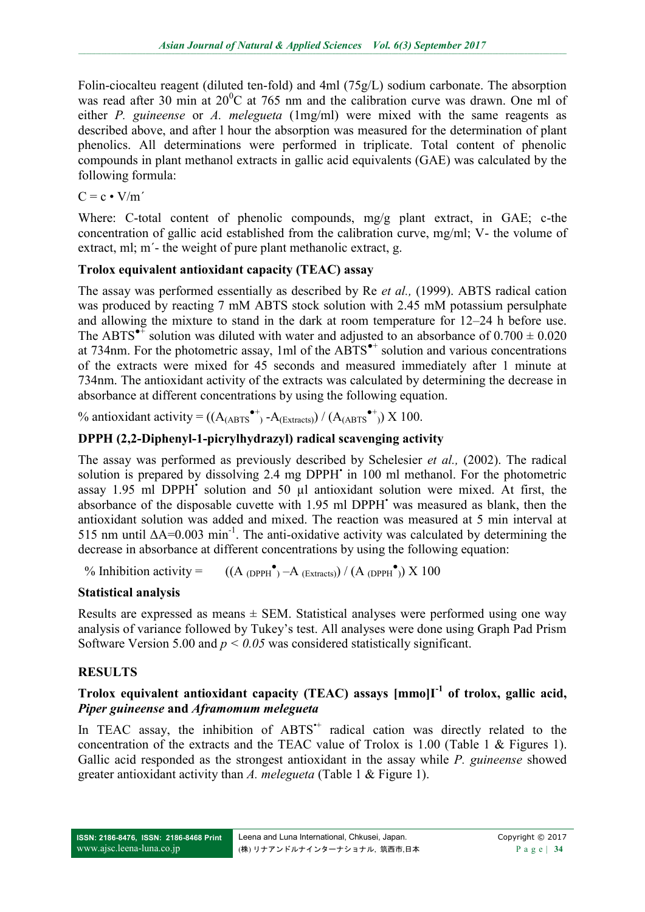Folin-ciocalteu reagent (diluted ten-fold) and 4ml (75g/L) sodium carbonate. The absorption was read after 30 min at $20^0$C at 765 nm and the calibration curve was drawn. One ml of either *P. guineense* or *A. melegueta* (1mg/ml) were mixed with the same reagents as described above, and after l hour the absorption was measured for the determination of plant phenolics. All determinations were performed in triplicate. Total content of phenolic compounds in plant methanol extracts in gallic acid equivalents (GAE) was calculated by the following formula:

$C = c \cdot V/m'$

Where: C-total content of phenolic compounds, mg/g plant extract, in GAE; c-the concentration of gallic acid established from the calibration curve, mg/ml; V- the volume of extract, ml; m´- the weight of pure plant methanolic extract, g.

**Trolox equivalent antioxidant capacity (TEAC) assay**

The assay was performed essentially as described by Re *et al.,* (1999). ABTS radical cation was produced by reacting 7 mM ABTS stock solution with 2.45 mM potassium persulphate and allowing the mixture to stand in the dark at room temperature for 12–24 h before use. The $ABTS^{\bullet+}$ solution was diluted with water and adjusted to an absorbance of 0.700 ± 0.020 at 734nm. For the photometric assay, 1ml of the $ABTS^{\bullet+}$ solution and various concentrations of the extracts were mixed for 45 seconds and measured immediately after 1 minute at 734nm. The antioxidant activity of the extracts was calculated by determining the decrease in absorbance at different concentrations by using the following equation.

$$\% \text{ antioxidant activity} = ((A_{(ABTS^{\bullet+})} - A_{(Extracts)}) / (A_{(ABTS^{\bullet+})}) \times 100.$$

**DPPH (2,2-Diphenyl-1-picrylhydrazyl) radical scavenging activity**

The assay was performed as previously described by Schelesier *et al.,* (2002). The radical solution is prepared by dissolving 2.4 mg $DPPH^{\bullet}$ in 100 ml methanol. For the photometric assay 1.95 ml $DPPH^{\bullet}$ solution and 50 µl antioxidant solution were mixed. At first, the absorbance of the disposable cuvette with 1.95 ml $DPPH^{\bullet}$ was measured as blank, then the antioxidant solution was added and mixed. The reaction was measured at 5 min interval at 515 nm until $\Delta A = 0.003\ min^{-1}$. The anti-oxidative activity was calculated by determining the decrease in absorbance at different concentrations by using the following equation:

$$\% \text{ Inhibition activity} = ((A_{(DPPH^{\bullet})} - A_{(Extracts)}) / (A_{(DPPH^{\bullet})}) \times 100$$

**Statistical analysis**

Results are expressed as means ± SEM. Statistical analyses were performed using one way analysis of variance followed by Tukey's test. All analyses were done using Graph Pad Prism Software Version 5.00 and $p < 0.05$ was considered statistically significant.

## RESULTS

**Trolox equivalent antioxidant capacity (TEAC) assays [mmo]$l^{-1}$ of trolox, gallic acid, *Piper guineense* and *Aframomum melegueta***

In TEAC assay, the inhibition of $ABTS^{\bullet+}$ radical cation was directly related to the concentration of the extracts and the TEAC value of Trolox is 1.00 (Table 1 & Figures 1). Gallic acid responded as the strongest antioxidant in the assay while *P. guineense* showed greater antioxidant activity than *A. melegueta* (Table 1 & Figure 1).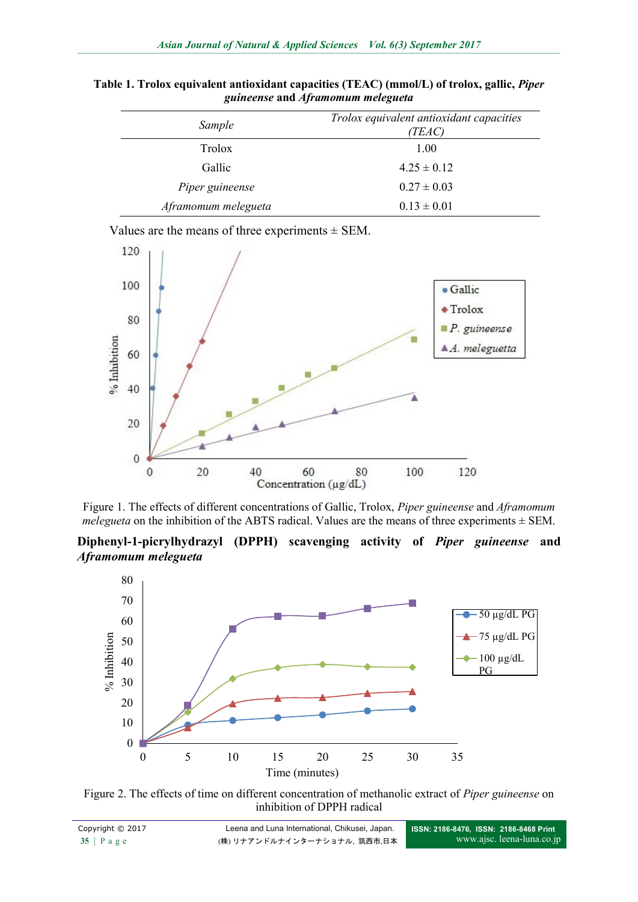**Table 1. Trolox equivalent antioxidant capacities (TEAC) (mmol/L) of trolox, gallic, *Piper guineense* and *Aframomum melegueta***

| *Sample* | *Trolox equivalent antioxidant capacities (TEAC)* |
|---|---|
| Trolox | 1.00 |
| Gallic | 4.25 ± 0.12 |
| *Piper guineense* | 0.27 ± 0.03 |
| *Aframomum melegueta* | 0.13 ± 0.01 |

Values are the means of three experiments ± SEM.

Figure 1. The effects of different concentrations of Gallic, Trolox, *Piper guineense* and *Aframomum melegueta* on the inhibition of the ABTS radical. Values are the means of three experiments ± SEM.

**Diphenyl-1-picrylhydrazyl (DPPH) scavenging activity of *Piper guineense* and *Aframomum melegueta***

Figure 2. The effects of time on different concentration of methanolic extract of *Piper guineense* on inhibition of DPPH radical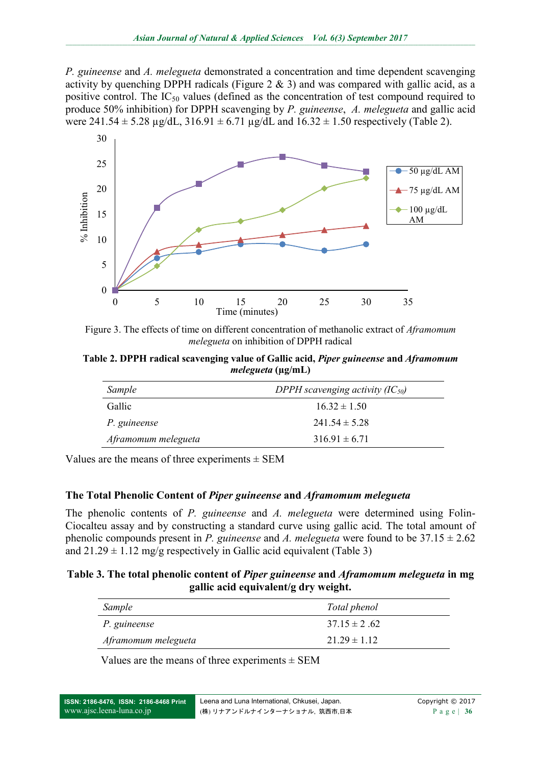*P. guineense* and *A. melegueta* demonstrated a concentration and time dependent scavenging activity by quenching DPPH radicals (Figure 2 & 3) and was compared with gallic acid, as a positive control. The $IC_{50}$ values (defined as the concentration of test compound required to produce 50% inhibition) for DPPH scavenging by *P. guineense*, *A. melegueta* and gallic acid were 241.54 ± 5.28 µg/dL, 316.91 ± 6.71 µg/dL and 16.32 ± 1.50 respectively (Table 2).

Figure 3. The effects of time on different concentration of methanolic extract of *Aframomum melegueta* on inhibition of DPPH radical

**Table 2. DPPH radical scavenging value of Gallic acid, *Piper guineense* and *Aframomum melegueta* (µg/mL)**

| *Sample* | *DPPH scavenging activity ($IC_{50}$)* |
|---|---|
| Gallic | 16.32 ± 1.50 |
| *P. guineense* | 241.54 ± 5.28 |
| *Aframomum melegueta* | 316.91 ± 6.71 |

Values are the means of three experiments ± SEM

### The Total Phenolic Content of *Piper guineense* and *Aframomum melegueta*

The phenolic contents of *P. guineense* and *A. melegueta* were determined using Folin-Ciocalteu assay and by constructing a standard curve using gallic acid. The total amount of phenolic compounds present in *P. guineense* and *A. melegueta* were found to be 37.15 ± 2.62 and 21.29 ± 1.12 mg/g respectively in Gallic acid equivalent (Table 3)

**Table 3. The total phenolic content of *Piper guineense* and *Aframomum melegueta* in mg gallic acid equivalent/g dry weight.**

| *Sample* | *Total phenol* |
|---|---|
| *P. guineense* | 37.15 ± 2 .62 |
| *Aframomum melegueta* | 21.29 ± 1.12 |

Values are the means of three experiments ± SEM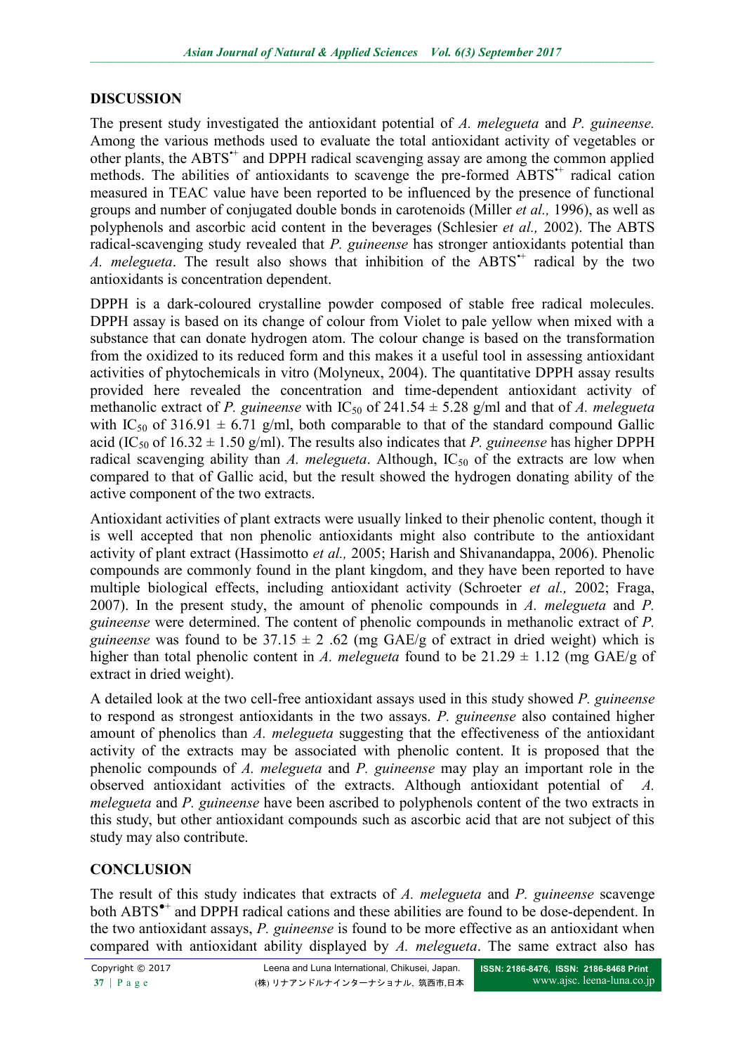## DISCUSSION

The present study investigated the antioxidant potential of *A. melegueta* and *P. guineense.* Among the various methods used to evaluate the total antioxidant activity of vegetables or other plants, the $ABTS^{\bullet+}$ and DPPH radical scavenging assay are among the common applied methods. The abilities of antioxidants to scavenge the pre-formed $ABTS^{\bullet+}$ radical cation measured in TEAC value have been reported to be influenced by the presence of functional groups and number of conjugated double bonds in carotenoids (Miller *et al.,* 1996), as well as polyphenols and ascorbic acid content in the beverages (Schlesier *et al.,* 2002). The ABTS radical-scavenging study revealed that *P. guineense* has stronger antioxidants potential than *A. melegueta*. The result also shows that inhibition of the $ABTS^{\bullet+}$ radical by the two antioxidants is concentration dependent.

DPPH is a dark-coloured crystalline powder composed of stable free radical molecules. DPPH assay is based on its change of colour from Violet to pale yellow when mixed with a substance that can donate hydrogen atom. The colour change is based on the transformation from the oxidized to its reduced form and this makes it a useful tool in assessing antioxidant activities of phytochemicals in vitro (Molyneux, 2004). The quantitative DPPH assay results provided here revealed the concentration and time-dependent antioxidant activity of methanolic extract of *P. guineense* with $IC_{50}$ of 241.54 ± 5.28 g/ml and that of *A. melegueta* with $IC_{50}$ of 316.91 ± 6.71 g/ml, both comparable to that of the standard compound Gallic acid ($IC_{50}$ of 16.32 ± 1.50 g/ml). The results also indicates that *P. guineense* has higher DPPH radical scavenging ability than *A. melegueta*. Although, $IC_{50}$ of the extracts are low when compared to that of Gallic acid, but the result showed the hydrogen donating ability of the active component of the two extracts.

Antioxidant activities of plant extracts were usually linked to their phenolic content, though it is well accepted that non phenolic antioxidants might also contribute to the antioxidant activity of plant extract (Hassimotto *et al.,* 2005; Harish and Shivanandappa, 2006). Phenolic compounds are commonly found in the plant kingdom, and they have been reported to have multiple biological effects, including antioxidant activity (Schroeter *et al.,* 2002; Fraga, 2007). In the present study, the amount of phenolic compounds in *A. melegueta* and *P. guineense* were determined. The content of phenolic compounds in methanolic extract of *P. guineense* was found to be 37.15 ± 2 .62 (mg GAE/g of extract in dried weight) which is higher than total phenolic content in *A. melegueta* found to be 21.29 ± 1.12 (mg GAE/g of extract in dried weight).

A detailed look at the two cell-free antioxidant assays used in this study showed *P. guineense* to respond as strongest antioxidants in the two assays. *P. guineense* also contained higher amount of phenolics than *A. melegueta* suggesting that the effectiveness of the antioxidant activity of the extracts may be associated with phenolic content. It is proposed that the phenolic compounds of *A. melegueta* and *P. guineense* may play an important role in the observed antioxidant activities of the extracts. Although antioxidant potential of *A. melegueta* and *P. guineense* have been ascribed to polyphenols content of the two extracts in this study, but other antioxidant compounds such as ascorbic acid that are not subject of this study may also contribute.

## CONCLUSION

The result of this study indicates that extracts of *A. melegueta* and *P. guineense* scavenge both $ABTS^{\bullet+}$ and DPPH radical cations and these abilities are found to be dose-dependent. In the two antioxidant assays, *P. guineense* is found to be more effective as an antioxidant when compared with antioxidant ability displayed by *A. melegueta*. The same extract also has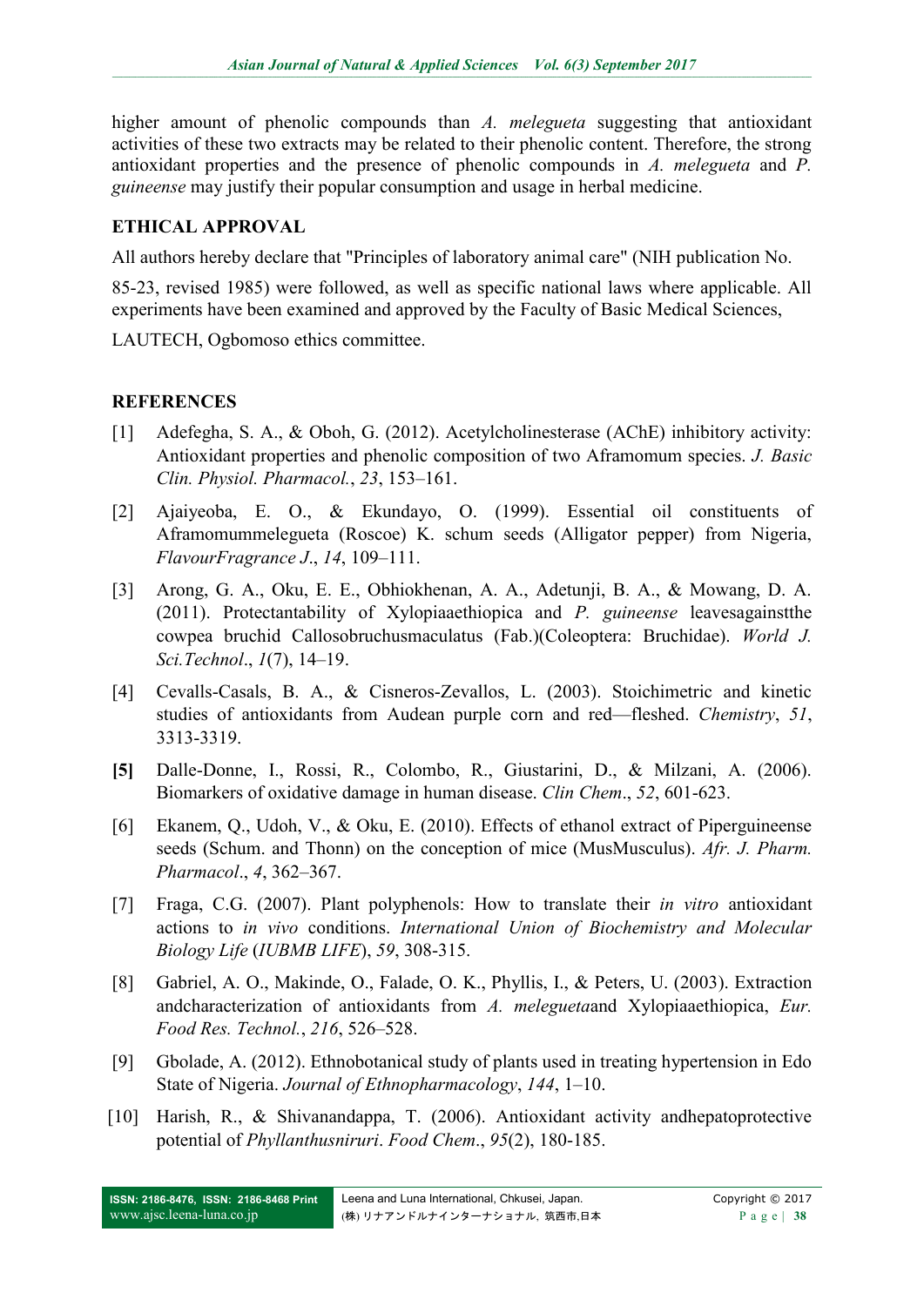higher amount of phenolic compounds than *A. melegueta* suggesting that antioxidant activities of these two extracts may be related to their phenolic content. Therefore, the strong antioxidant properties and the presence of phenolic compounds in *A. melegueta* and *P. guineense* may justify their popular consumption and usage in herbal medicine.

## ETHICAL APPROVAL

All authors hereby declare that "Principles of laboratory animal care" (NIH publication No.

85-23, revised 1985) were followed, as well as specific national laws where applicable. All experiments have been examined and approved by the Faculty of Basic Medical Sciences,

LAUTECH, Ogbomoso ethics committee.

## REFERENCES

[1] Adefegha, S. A., & Oboh, G. (2012). Acetylcholinesterase (AChE) inhibitory activity: Antioxidant properties and phenolic composition of two Aframomum species. *J. Basic Clin. Physiol. Pharmacol.*, *23*, 153–161.

[2] Ajaiyeoba, E. O., & Ekundayo, O. (1999). Essential oil constituents of Aframomummelegueta (Roscoe) K. schum seeds (Alligator pepper) from Nigeria, *FlavourFragrance J*., *14*, 109–111.

[3] Arong, G. A., Oku, E. E., Obhiokhenan, A. A., Adetunji, B. A., & Mowang, D. A. (2011). Protectantability of Xylopiaaethiopica and *P. guineense* leavesagainstthe cowpea bruchid Callosobruchusmaculatus (Fab.)(Coleoptera: Bruchidae). *World J. Sci.Technol*., *1*(7), 14–19.

[4] Cevalls-Casals, B. A., & Cisneros-Zevallos, L. (2003). Stoichimetric and kinetic studies of antioxidants from Audean purple corn and red—fleshed. *Chemistry*, *51*, 3313-3319.

**[5]** Dalle-Donne, I., Rossi, R., Colombo, R., Giustarini, D., & Milzani, A. (2006). Biomarkers of oxidative damage in human disease. *Clin Chem*., *52*, 601-623.

[6] Ekanem, Q., Udoh, V., & Oku, E. (2010). Effects of ethanol extract of Piperguineense seeds (Schum. and Thonn) on the conception of mice (MusMusculus). *Afr. J. Pharm. Pharmacol*., *4*, 362–367.

[7] Fraga, C.G. (2007). Plant polyphenols: How to translate their *in vitro* antioxidant actions to *in vivo* conditions. *International Union of Biochemistry and Molecular Biology Life* (*IUBMB LIFE*), *59*, 308-315.

[8] Gabriel, A. O., Makinde, O., Falade, O. K., Phyllis, I., & Peters, U. (2003). Extraction andcharacterization of antioxidants from *A. melegueta*and Xylopiaaethiopica, *Eur. Food Res. Technol.*, *216*, 526–528.

[9] Gbolade, A. (2012). Ethnobotanical study of plants used in treating hypertension in Edo State of Nigeria. *Journal of Ethnopharmacology*, *144*, 1–10.

[10] Harish, R., & Shivanandappa, T. (2006). Antioxidant activity andhepatoprotective potential of *Phyllanthusniruri*. *Food Chem*., *95*(2), 180-185.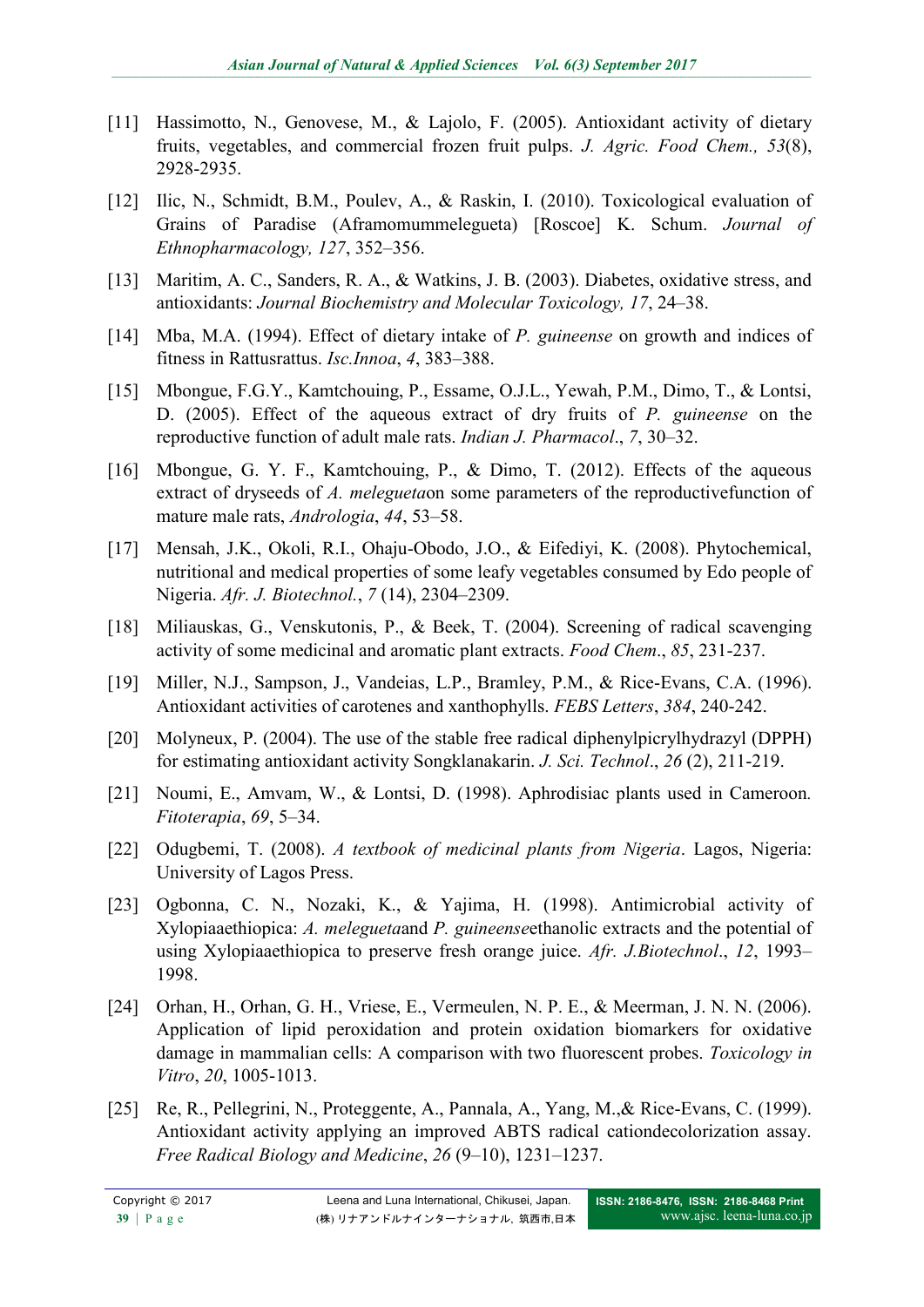[11] Hassimotto, N., Genovese, M., & Lajolo, F. (2005). Antioxidant activity of dietary fruits, vegetables, and commercial frozen fruit pulps. *J. Agric. Food Chem., 53*(8), 2928-2935.

[12] Ilic, N., Schmidt, B.M., Poulev, A., & Raskin, I. (2010). Toxicological evaluation of Grains of Paradise (Aframomummelegueta) [Roscoe] K. Schum. *Journal of Ethnopharmacology, 127*, 352–356.

[13] Maritim, A. C., Sanders, R. A., & Watkins, J. B. (2003). Diabetes, oxidative stress, and antioxidants: *Journal Biochemistry and Molecular Toxicology, 17*, 24–38.

[14] Mba, M.A. (1994). Effect of dietary intake of *P. guineense* on growth and indices of fitness in Rattusrattus. *Isc.Innoa*, *4*, 383–388.

[15] Mbongue, F.G.Y., Kamtchouing, P., Essame, O.J.L., Yewah, P.M., Dimo, T., & Lontsi, D. (2005). Effect of the aqueous extract of dry fruits of *P. guineense* on the reproductive function of adult male rats. *Indian J. Pharmacol*., *7*, 30–32.

[16] Mbongue, G. Y. F., Kamtchouing, P., & Dimo, T. (2012). Effects of the aqueous extract of dryseeds of *A. melegueta*on some parameters of the reproductivefunction of mature male rats, *Andrologia*, *44*, 53–58.

[17] Mensah, J.K., Okoli, R.I., Ohaju-Obodo, J.O., & Eifediyi, K. (2008). Phytochemical, nutritional and medical properties of some leafy vegetables consumed by Edo people of Nigeria. *Afr. J. Biotechnol.*, *7* (14), 2304–2309.

[18] Miliauskas, G., Venskutonis, P., & Beek, T. (2004). Screening of radical scavenging activity of some medicinal and aromatic plant extracts. *Food Chem*., *85*, 231-237.

[19] Miller, N.J., Sampson, J., Vandeias, L.P., Bramley, P.M., & Rice-Evans, C.A. (1996). Antioxidant activities of carotenes and xanthophylls. *FEBS Letters*, *384*, 240-242.

[20] Molyneux, P. (2004). The use of the stable free radical diphenylpicrylhydrazyl (DPPH) for estimating antioxidant activity Songklanakarin. *J. Sci. Technol*., *26* (2), 211-219.

[21] Noumi, E., Amvam, W., & Lontsi, D. (1998). Aphrodisiac plants used in Cameroon. *Fitoterapia*, *69*, 5–34.

[22] Odugbemi, T. (2008). *A textbook of medicinal plants from Nigeria*. Lagos, Nigeria: University of Lagos Press.

[23] Ogbonna, C. N., Nozaki, K., & Yajima, H. (1998). Antimicrobial activity of Xylopiaaethiopica: *A. melegueta*and *P. guineense*ethanolic extracts and the potential of using Xylopiaaethiopica to preserve fresh orange juice. *Afr. J.Biotechnol*., *12*, 1993–1998.

[24] Orhan, H., Orhan, G. H., Vriese, E., Vermeulen, N. P. E., & Meerman, J. N. N. (2006). Application of lipid peroxidation and protein oxidation biomarkers for oxidative damage in mammalian cells: A comparison with two fluorescent probes. *Toxicology in Vitro*, *20*, 1005-1013.

[25] Re, R., Pellegrini, N., Proteggente, A., Pannala, A., Yang, M.,& Rice-Evans, C. (1999). Antioxidant activity applying an improved ABTS radical cationdecolorization assay. *Free Radical Biology and Medicine*, *26* (9–10), 1231–1237.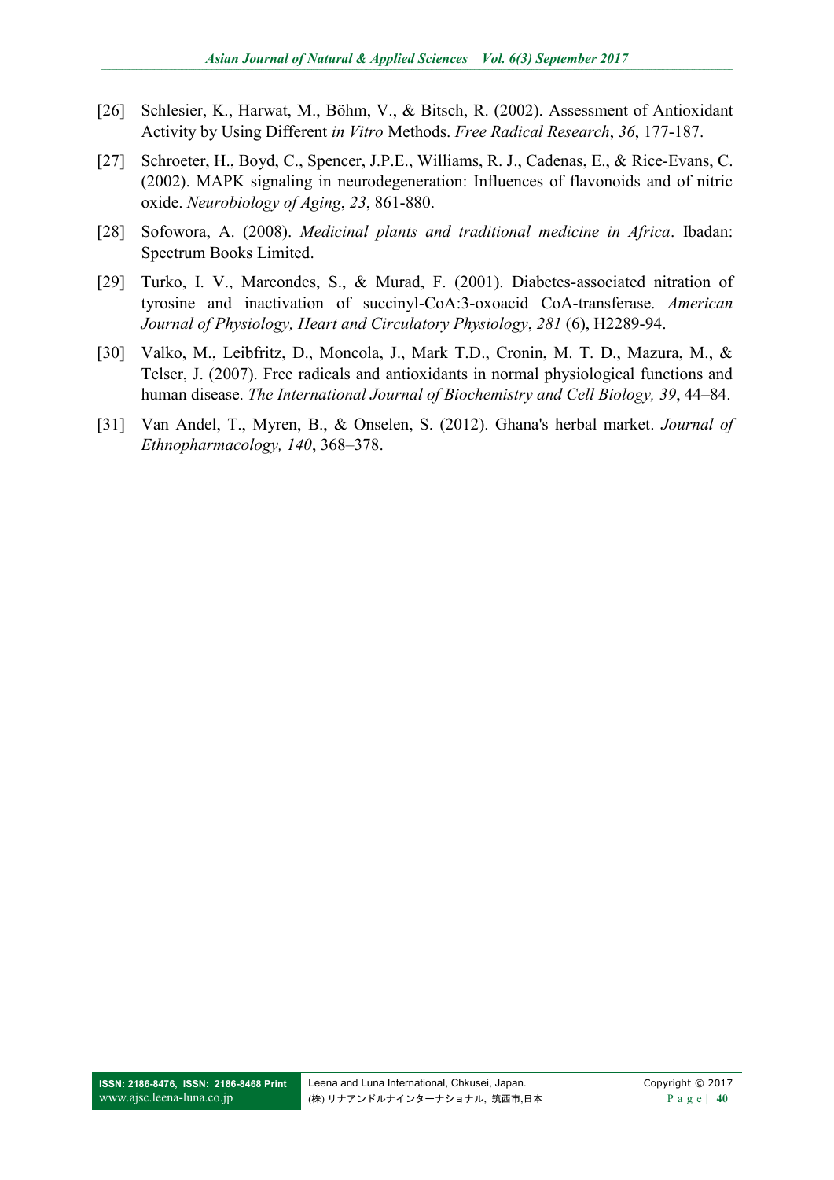[26] Schlesier, K., Harwat, M., Böhm, V., & Bitsch, R. (2002). Assessment of Antioxidant Activity by Using Different *in Vitro* Methods. *Free Radical Research*, *36*, 177-187.

[27] Schroeter, H., Boyd, C., Spencer, J.P.E., Williams, R. J., Cadenas, E., & Rice-Evans, C. (2002). MAPK signaling in neurodegeneration: Influences of flavonoids and of nitric oxide. *Neurobiology of Aging*, *23*, 861-880.

[28] Sofowora, A. (2008). *Medicinal plants and traditional medicine in Africa*. Ibadan: Spectrum Books Limited.

[29] Turko, I. V., Marcondes, S., & Murad, F. (2001). Diabetes-associated nitration of tyrosine and inactivation of succinyl-CoA:3-oxoacid CoA-transferase. *American Journal of Physiology, Heart and Circulatory Physiology*, *281* (6), H2289-94.

[30] Valko, M., Leibfritz, D., Moncola, J., Mark T.D., Cronin, M. T. D., Mazura, M., & Telser, J. (2007). Free radicals and antioxidants in normal physiological functions and human disease. *The International Journal of Biochemistry and Cell Biology, 39*, 44–84.

[31] Van Andel, T., Myren, B., & Onselen, S. (2012). Ghana's herbal market. *Journal of Ethnopharmacology, 140*, 368–378.